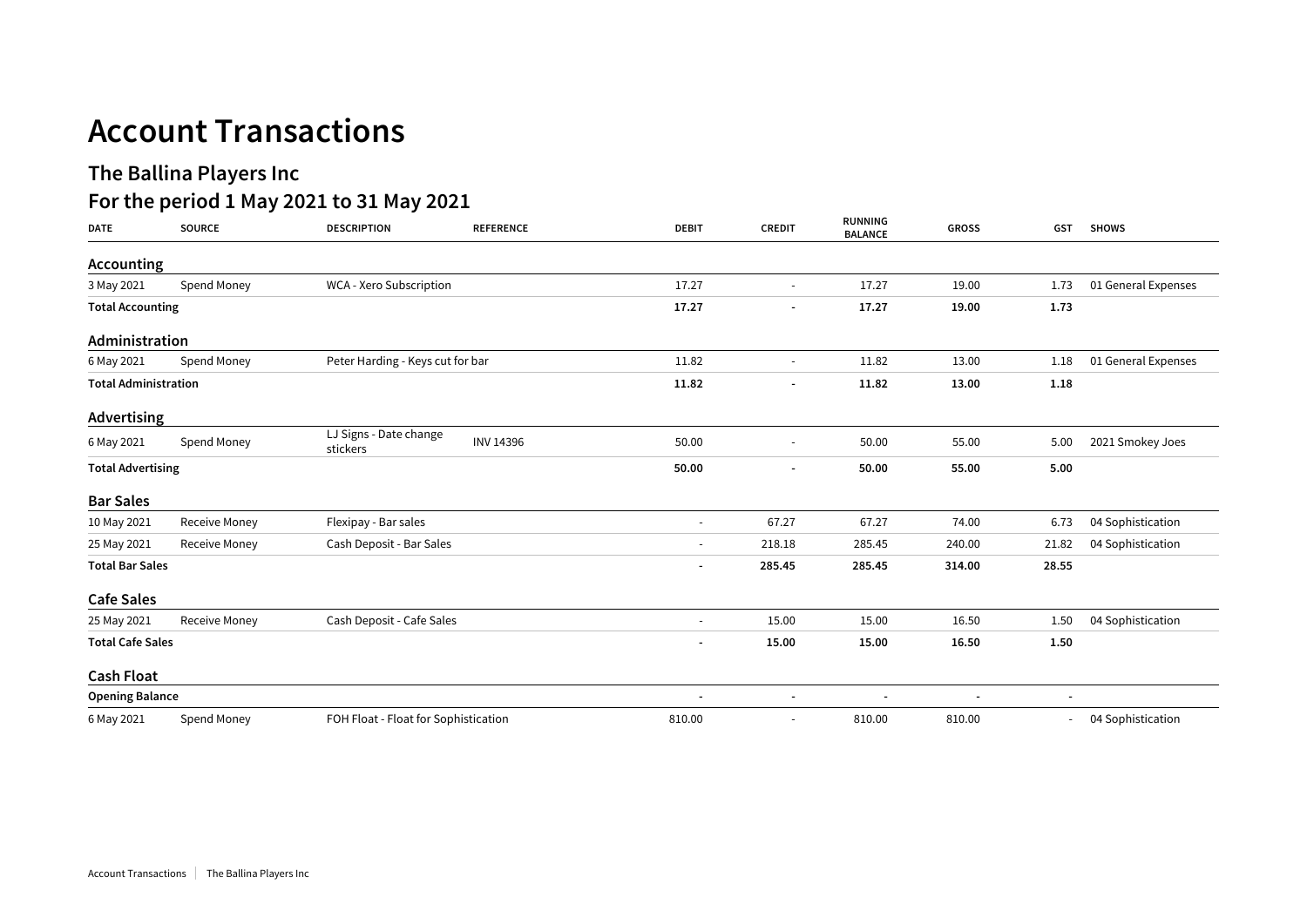# Account Transactions

## The Ballina Players Inc

## For the period 1 May 2021 to 31 May 2021

| DATE | SOURCE | DESCRIPTION | REFERENCE | DEBIT | CREDIT | RUNNING BALANCE | GROSS | GST | SHOWS |
|---|---|---|---|---|---|---|---|---|---|
| **Accounting** | | | | | | | | | |
| 3 May 2021 | Spend Money | WCA - Xero Subscription | | 17.27 | - | 17.27 | 19.00 | 1.73 | 01 General Expenses |
| **Total Accounting** | | | | **17.27** | **-** | **17.27** | **19.00** | **1.73** | |
| **Administration** | | | | | | | | | |
| 6 May 2021 | Spend Money | Peter Harding - Keys cut for bar | | 11.82 | - | 11.82 | 13.00 | 1.18 | 01 General Expenses |
| **Total Administration** | | | | **11.82** | **-** | **11.82** | **13.00** | **1.18** | |
| **Advertising** | | | | | | | | | |
| 6 May 2021 | Spend Money | LJ Signs - Date change stickers | INV 14396 | 50.00 | - | 50.00 | 55.00 | 5.00 | 2021 Smokey Joes |
| **Total Advertising** | | | | **50.00** | **-** | **50.00** | **55.00** | **5.00** | |
| **Bar Sales** | | | | | | | | | |
| 10 May 2021 | Receive Money | Flexipay - Bar sales | | - | 67.27 | 67.27 | 74.00 | 6.73 | 04 Sophistication |
| 25 May 2021 | Receive Money | Cash Deposit - Bar Sales | | - | 218.18 | 285.45 | 240.00 | 21.82 | 04 Sophistication |
| **Total Bar Sales** | | | | **-** | **285.45** | **285.45** | **314.00** | **28.55** | |
| **Cafe Sales** | | | | | | | | | |
| 25 May 2021 | Receive Money | Cash Deposit - Cafe Sales | | - | 15.00 | 15.00 | 16.50 | 1.50 | 04 Sophistication |
| **Total Cafe Sales** | | | | **-** | **15.00** | **15.00** | **16.50** | **1.50** | |
| **Cash Float** | | | | | | | | | |
| **Opening Balance** | | | | - | - | - | - | - | |
| 6 May 2021 | Spend Money | FOH Float - Float for Sophistication | | 810.00 | - | 810.00 | 810.00 | - | 04 Sophistication |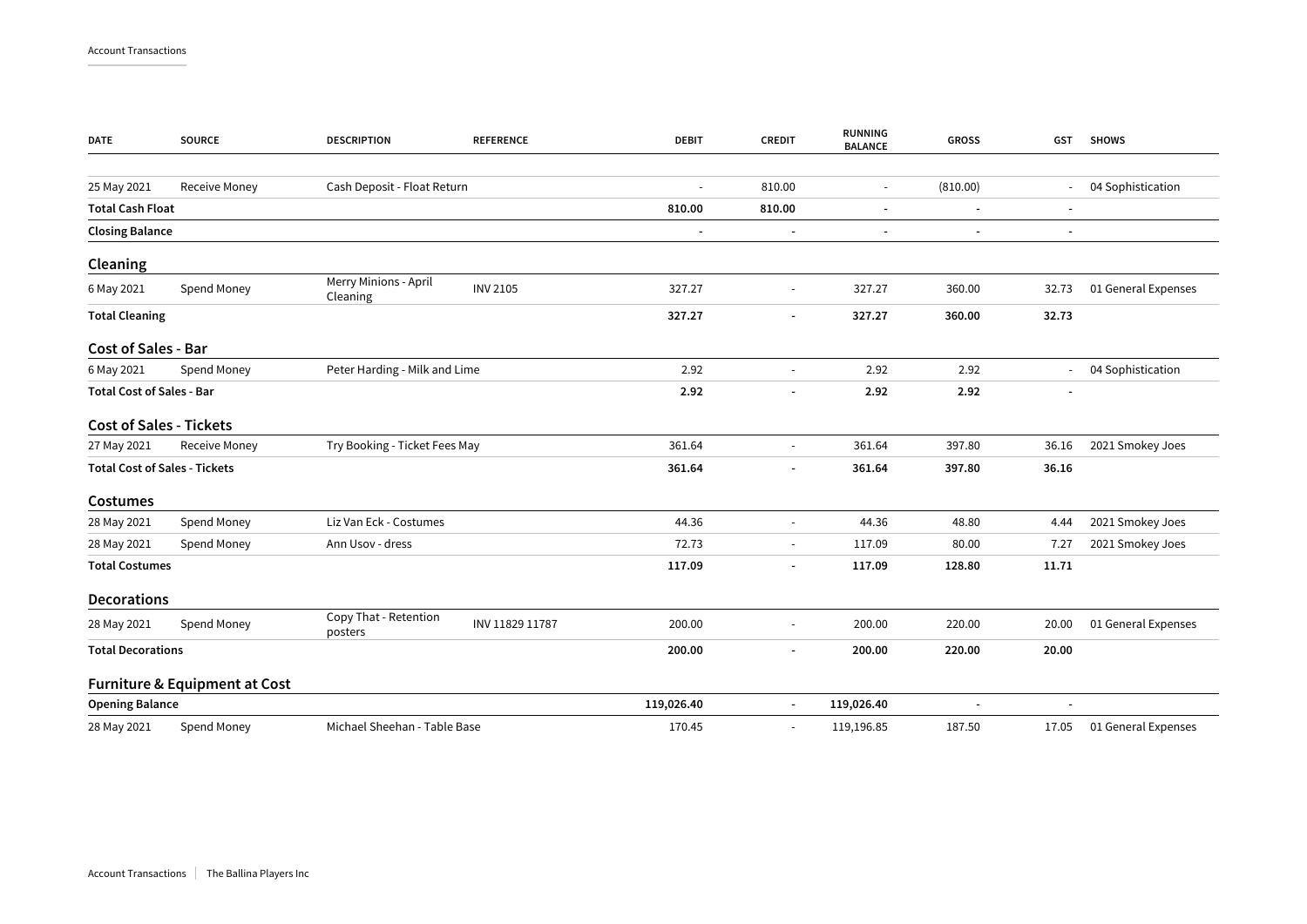| DATE | SOURCE | DESCRIPTION | REFERENCE | DEBIT | CREDIT | RUNNING BALANCE | GROSS | GST | SHOWS |
|---|---|---|---|---|---|---|---|---|---|
| 25 May 2021 | Receive Money | Cash Deposit - Float Return | | - | 810.00 | - | (810.00) | - | 04 Sophistication |
| **Total Cash Float** | | | | **810.00** | **810.00** | **-** | **-** | **-** | |
| **Closing Balance** | | | | **-** | **-** | **-** | **-** | **-** | |
| **Cleaning** | | | | | | | | | |
| 6 May 2021 | Spend Money | Merry Minions - April Cleaning | INV 2105 | 327.27 | - | 327.27 | 360.00 | 32.73 | 01 General Expenses |
| **Total Cleaning** | | | | **327.27** | **-** | **327.27** | **360.00** | **32.73** | |
| **Cost of Sales - Bar** | | | | | | | | | |
| 6 May 2021 | Spend Money | Peter Harding - Milk and Lime | | 2.92 | - | 2.92 | 2.92 | - | 04 Sophistication |
| **Total Cost of Sales - Bar** | | | | **2.92** | **-** | **2.92** | **2.92** | **-** | |
| **Cost of Sales - Tickets** | | | | | | | | | |
| 27 May 2021 | Receive Money | Try Booking - Ticket Fees May | | 361.64 | - | 361.64 | 397.80 | 36.16 | 2021 Smokey Joes |
| **Total Cost of Sales - Tickets** | | | | **361.64** | **-** | **361.64** | **397.80** | **36.16** | |
| **Costumes** | | | | | | | | | |
| 28 May 2021 | Spend Money | Liz Van Eck - Costumes | | 44.36 | - | 44.36 | 48.80 | 4.44 | 2021 Smokey Joes |
| 28 May 2021 | Spend Money | Ann Usov - dress | | 72.73 | - | 117.09 | 80.00 | 7.27 | 2021 Smokey Joes |
| **Total Costumes** | | | | **117.09** | **-** | **117.09** | **128.80** | **11.71** | |
| **Decorations** | | | | | | | | | |
| 28 May 2021 | Spend Money | Copy That - Retention posters | INV 11829 11787 | 200.00 | - | 200.00 | 220.00 | 20.00 | 01 General Expenses |
| **Total Decorations** | | | | **200.00** | **-** | **200.00** | **220.00** | **20.00** | |
| **Furniture & Equipment at Cost** | | | | | | | | | |
| **Opening Balance** | | | | **119,026.40** | **-** | **119,026.40** | **-** | **-** | |
| 28 May 2021 | Spend Money | Michael Sheehan - Table Base | | 170.45 | - | 119,196.85 | 187.50 | 17.05 | 01 General Expenses |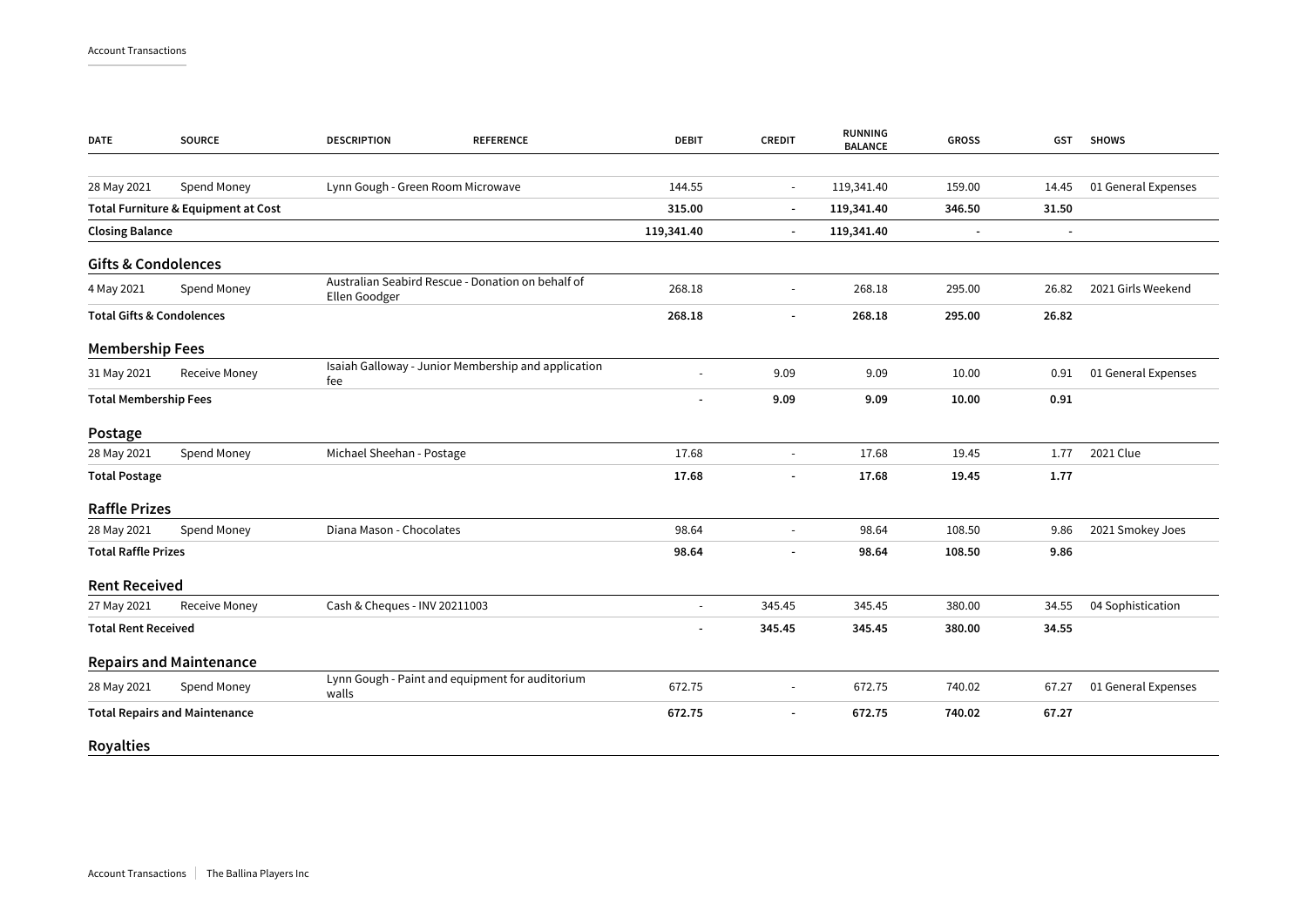| DATE | SOURCE | DESCRIPTION | REFERENCE | DEBIT | CREDIT | RUNNING BALANCE | GROSS | GST | SHOWS |
|---|---|---|---|---|---|---|---|---|---|
| 28 May 2021 | Spend Money | Lynn Gough - Green Room Microwave | | 144.55 | - | 119,341.40 | 159.00 | 14.45 | 01 General Expenses |
| **Total Furniture & Equipment at Cost** | | | | **315.00** | **-** | **119,341.40** | **346.50** | **31.50** | |
| **Closing Balance** | | | | **119,341.40** | **-** | **119,341.40** | **-** | **-** | |

## Gifts & Condolences

| DATE | SOURCE | DESCRIPTION | REFERENCE | DEBIT | CREDIT | RUNNING BALANCE | GROSS | GST | SHOWS |
|---|---|---|---|---|---|---|---|---|---|
| 4 May 2021 | Spend Money | Australian Seabird Rescue - Donation on behalf of Ellen Goodger | | 268.18 | - | 268.18 | 295.00 | 26.82 | 2021 Girls Weekend |
| **Total Gifts & Condolences** | | | | **268.18** | **-** | **268.18** | **295.00** | **26.82** | |

## Membership Fees

| DATE | SOURCE | DESCRIPTION | REFERENCE | DEBIT | CREDIT | RUNNING BALANCE | GROSS | GST | SHOWS |
|---|---|---|---|---|---|---|---|---|---|
| 31 May 2021 | Receive Money | Isaiah Galloway - Junior Membership and application fee | | - | 9.09 | 9.09 | 10.00 | 0.91 | 01 General Expenses |
| **Total Membership Fees** | | | | **-** | **9.09** | **9.09** | **10.00** | **0.91** | |

## Postage

| DATE | SOURCE | DESCRIPTION | REFERENCE | DEBIT | CREDIT | RUNNING BALANCE | GROSS | GST | SHOWS |
|---|---|---|---|---|---|---|---|---|---|
| 28 May 2021 | Spend Money | Michael Sheehan - Postage | | 17.68 | - | 17.68 | 19.45 | 1.77 | 2021 Clue |
| **Total Postage** | | | | **17.68** | **-** | **17.68** | **19.45** | **1.77** | |

## Raffle Prizes

| DATE | SOURCE | DESCRIPTION | REFERENCE | DEBIT | CREDIT | RUNNING BALANCE | GROSS | GST | SHOWS |
|---|---|---|---|---|---|---|---|---|---|
| 28 May 2021 | Spend Money | Diana Mason - Chocolates | | 98.64 | - | 98.64 | 108.50 | 9.86 | 2021 Smokey Joes |
| **Total Raffle Prizes** | | | | **98.64** | **-** | **98.64** | **108.50** | **9.86** | |

## Rent Received

| DATE | SOURCE | DESCRIPTION | REFERENCE | DEBIT | CREDIT | RUNNING BALANCE | GROSS | GST | SHOWS |
|---|---|---|---|---|---|---|---|---|---|
| 27 May 2021 | Receive Money | Cash & Cheques - INV 20211003 | | - | 345.45 | 345.45 | 380.00 | 34.55 | 04 Sophistication |
| **Total Rent Received** | | | | **-** | **345.45** | **345.45** | **380.00** | **34.55** | |

## Repairs and Maintenance

| DATE | SOURCE | DESCRIPTION | REFERENCE | DEBIT | CREDIT | RUNNING BALANCE | GROSS | GST | SHOWS |
|---|---|---|---|---|---|---|---|---|---|
| 28 May 2021 | Spend Money | Lynn Gough - Paint and equipment for auditorium walls | | 672.75 | - | 672.75 | 740.02 | 67.27 | 01 General Expenses |
| **Total Repairs and Maintenance** | | | | **672.75** | **-** | **672.75** | **740.02** | **67.27** | |

## Royalties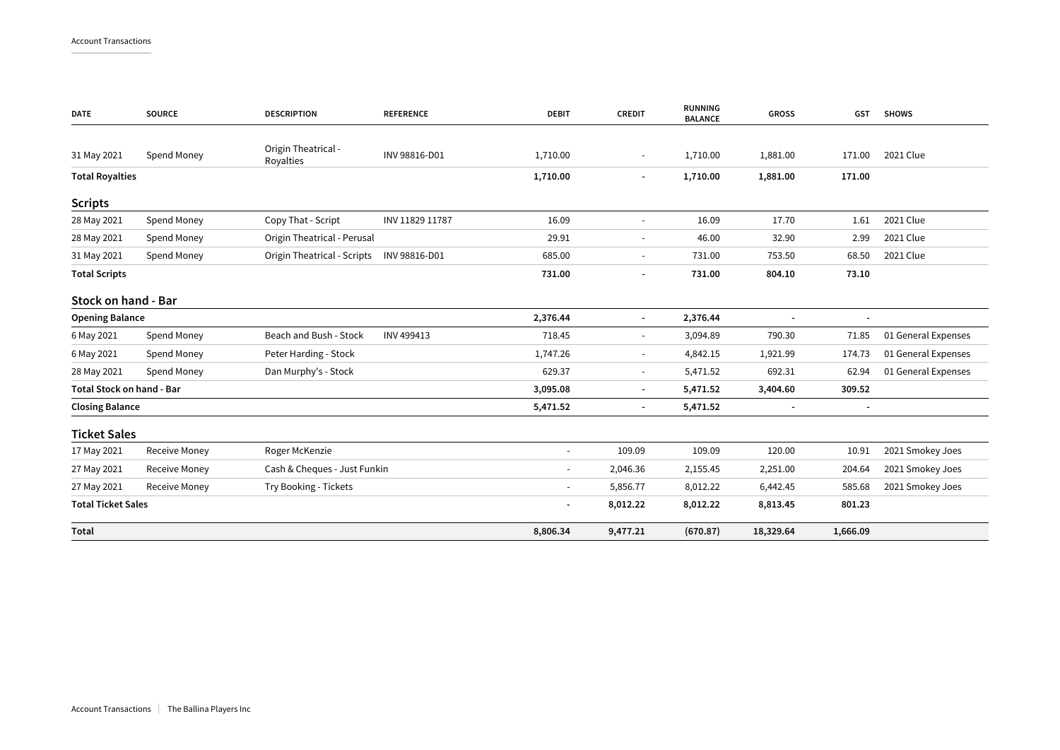| DATE | SOURCE | DESCRIPTION | REFERENCE | DEBIT | CREDIT | RUNNING BALANCE | GROSS | GST | SHOWS |
|---|---|---|---|---|---|---|---|---|---|
| 31 May 2021 | Spend Money | Origin Theatrical - Royalties | INV 98816-D01 | 1,710.00 | - | 1,710.00 | 1,881.00 | 171.00 | 2021 Clue |
| **Total Royalties** | | | | **1,710.00** | **-** | **1,710.00** | **1,881.00** | **171.00** | |
| **Scripts** | | | | | | | | | |
| 28 May 2021 | Spend Money | Copy That - Script | INV 11829 11787 | 16.09 | - | 16.09 | 17.70 | 1.61 | 2021 Clue |
| 28 May 2021 | Spend Money | Origin Theatrical - Perusal | | 29.91 | - | 46.00 | 32.90 | 2.99 | 2021 Clue |
| 31 May 2021 | Spend Money | Origin Theatrical - Scripts | INV 98816-D01 | 685.00 | - | 731.00 | 753.50 | 68.50 | 2021 Clue |
| **Total Scripts** | | | | **731.00** | **-** | **731.00** | **804.10** | **73.10** | |
| **Stock on hand - Bar** | | | | | | | | | |
| **Opening Balance** | | | | **2,376.44** | **-** | **2,376.44** | - | - | |
| 6 May 2021 | Spend Money | Beach and Bush - Stock | INV 499413 | 718.45 | - | 3,094.89 | 790.30 | 71.85 | 01 General Expenses |
| 6 May 2021 | Spend Money | Peter Harding - Stock | | 1,747.26 | - | 4,842.15 | 1,921.99 | 174.73 | 01 General Expenses |
| 28 May 2021 | Spend Money | Dan Murphy's - Stock | | 629.37 | - | 5,471.52 | 692.31 | 62.94 | 01 General Expenses |
| **Total Stock on hand - Bar** | | | | **3,095.08** | **-** | **5,471.52** | **3,404.60** | **309.52** | |
| **Closing Balance** | | | | **5,471.52** | **-** | **5,471.52** | - | - | |
| **Ticket Sales** | | | | | | | | | |
| 17 May 2021 | Receive Money | Roger McKenzie | | - | 109.09 | 109.09 | 120.00 | 10.91 | 2021 Smokey Joes |
| 27 May 2021 | Receive Money | Cash & Cheques - Just Funkin | | - | 2,046.36 | 2,155.45 | 2,251.00 | 204.64 | 2021 Smokey Joes |
| 27 May 2021 | Receive Money | Try Booking - Tickets | | - | 5,856.77 | 8,012.22 | 6,442.45 | 585.68 | 2021 Smokey Joes |
| **Total Ticket Sales** | | | | **-** | **8,012.22** | **8,012.22** | **8,813.45** | **801.23** | |
| **Total** | | | | **8,806.34** | **9,477.21** | **(670.87)** | **18,329.64** | **1,666.09** | |